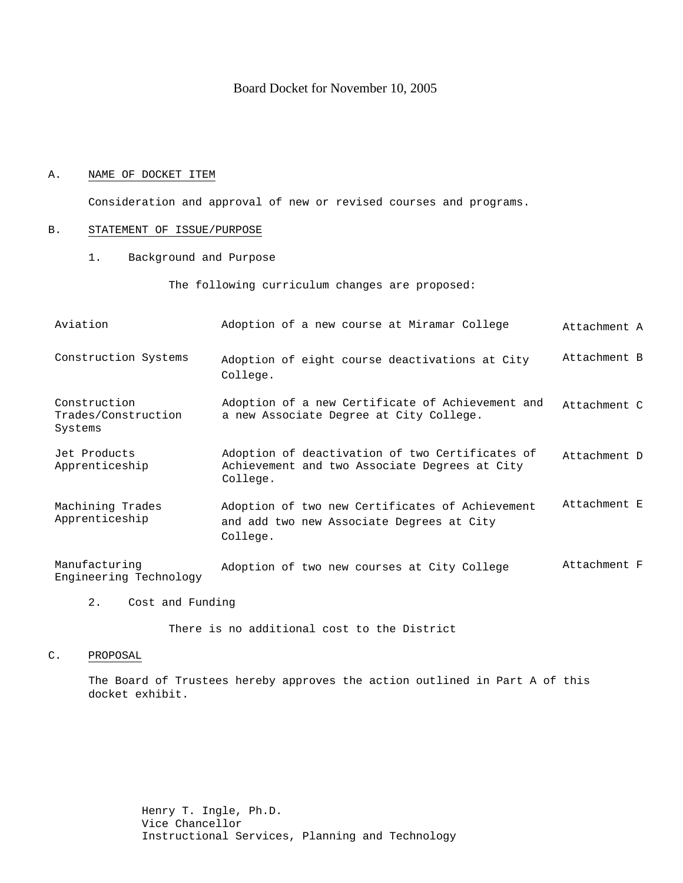Board Docket for November 10, 2005

A. NAME OF DOCKET ITEM

Consideration and approval of new or revised courses and programs.

B. STATEMENT OF ISSUE/PURPOSE

1. Background and Purpose

The following curriculum changes are proposed:

| | | |
|---|---|---|
| Aviation | Adoption of a new course at Miramar College | Attachment A |
| Construction Systems | Adoption of eight course deactivations at City College. | Attachment B |
| Construction Trades/Construction Systems | Adoption of a new Certificate of Achievement and a new Associate Degree at City College. | Attachment C |
| Jet Products Apprenticeship | Adoption of deactivation of two Certificates of Achievement and two Associate Degrees at City College. | Attachment D |
| Machining Trades Apprenticeship | Adoption of two new Certificates of Achievement and add two new Associate Degrees at City College. | Attachment E |
| Manufacturing Engineering Technology | Adoption of two new courses at City College | Attachment F |

2. Cost and Funding

There is no additional cost to the District

C. PROPOSAL

The Board of Trustees hereby approves the action outlined in Part A of this docket exhibit.

Henry T. Ingle, Ph.D.
Vice Chancellor
Instructional Services, Planning and Technology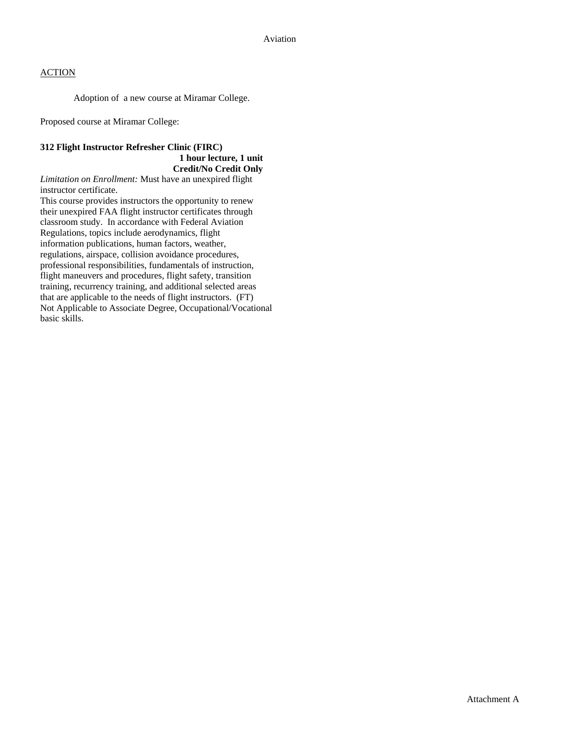Aviation

ACTION

Adoption of a new course at Miramar College.

Proposed course at Miramar College:

**312 Flight Instructor Refresher Clinic (FIRC)**
**1 hour lecture, 1 unit**
**Credit/No Credit Only**

*Limitation on Enrollment:* Must have an unexpired flight instructor certificate.

This course provides instructors the opportunity to renew their unexpired FAA flight instructor certificates through classroom study. In accordance with Federal Aviation Regulations, topics include aerodynamics, flight information publications, human factors, weather, regulations, airspace, collision avoidance procedures, professional responsibilities, fundamentals of instruction, flight maneuvers and procedures, flight safety, transition training, recurrency training, and additional selected areas that are applicable to the needs of flight instructors. (FT) Not Applicable to Associate Degree, Occupational/Vocational basic skills.

Attachment A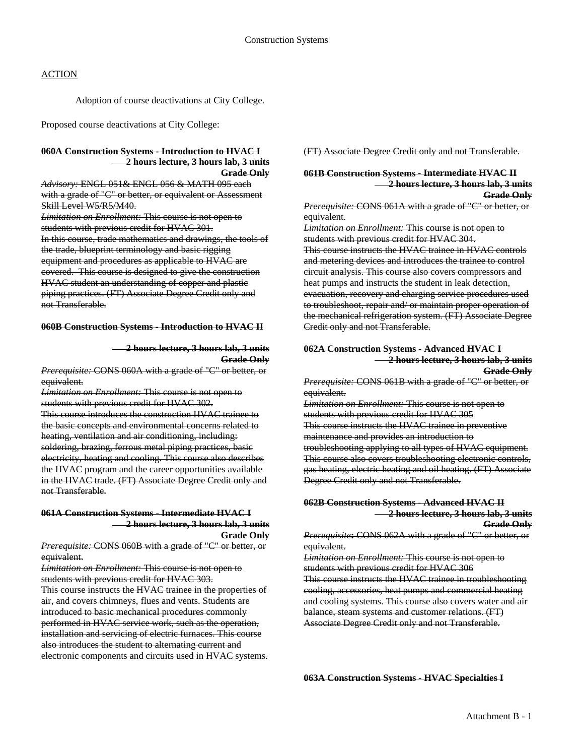Construction Systems

ACTION

Adoption of course deactivations at City College.

Proposed course deactivations at City College:

~~**060A Construction Systems - Introduction to HVAC I**~~
~~**2 hours lecture, 3 hours lab, 3 units**~~
~~**Grade Only**~~

~~*Advisory:* ENGL 051& ENGL 056 & MATH 095 each with a grade of "C" or better, or equivalent or Assessment Skill Level W5/R5/M40.~~

~~*Limitation on Enrollment:* This course is not open to students with previous credit for HVAC 301.~~

~~In this course, trade mathematics and drawings, the tools of the trade, blueprint terminology and basic rigging equipment and procedures as applicable to HVAC are covered. This course is designed to give the construction HVAC student an understanding of copper and plastic piping practices. (FT) Associate Degree Credit only and not Transferable.~~

~~**060B Construction Systems - Introduction to HVAC II**~~
~~**2 hours lecture, 3 hours lab, 3 units**~~
~~**Grade Only**~~

~~*Prerequisite:* CONS 060A with a grade of "C" or better, or equivalent.~~

~~*Limitation on Enrollment:* This course is not open to students with previous credit for HVAC 302.~~

~~This course introduces the construction HVAC trainee to the basic concepts and environmental concerns related to heating, ventilation and air conditioning, including: soldering, brazing, ferrous metal piping practices, basic electricity, heating and cooling. This course also describes the HVAC program and the career opportunities available in the HVAC trade. (FT) Associate Degree Credit only and not Transferable.~~

~~**061A Construction Systems - Intermediate HVAC I**~~
~~**2 hours lecture, 3 hours lab, 3 units**~~
~~**Grade Only**~~

~~*Prerequisite:* CONS 060B with a grade of "C" or better, or equivalent.~~

~~*Limitation on Enrollment:* This course is not open to students with previous credit for HVAC 303.~~

~~This course instructs the HVAC trainee in the properties of air, and covers chimneys, flues and vents. Students are introduced to basic mechanical procedures commonly performed in HVAC service work, such as the operation, installation and servicing of electric furnaces. This course also introduces the student to alternating current and electronic components and circuits used in HVAC systems. (FT) Associate Degree Credit only and not Transferable.~~

~~**061B Construction Systems - Intermediate HVAC II**~~
~~**2 hours lecture, 3 hours lab, 3 units**~~
~~**Grade Only**~~

~~*Prerequisite:* CONS 061A with a grade of "C" or better, or equivalent.~~

~~*Limitation on Enrollment:* This course is not open to students with previous credit for HVAC 304.~~

~~This course instructs the HVAC trainee in HVAC controls and metering devices and introduces the trainee to control circuit analysis. This course also covers compressors and heat pumps and instructs the student in leak detection, evacuation, recovery and charging service procedures used to troubleshoot, repair and/ or maintain proper operation of the mechanical refrigeration system. (FT) Associate Degree Credit only and not Transferable.~~

~~**062A Construction Systems - Advanced HVAC I**~~
~~**2 hours lecture, 3 hours lab, 3 units**~~
~~**Grade Only**~~

~~*Prerequisite:* CONS 061B with a grade of "C" or better, or equivalent.~~

~~*Limitation on Enrollment:* This course is not open to students with previous credit for HVAC 305~~

~~This course instructs the HVAC trainee in preventive maintenance and provides an introduction to troubleshooting applying to all types of HVAC equipment. This course also covers troubleshooting electronic controls, gas heating, electric heating and oil heating. (FT) Associate Degree Credit only and not Transferable.~~

~~**062B Construction Systems - Advanced HVAC II**~~
~~**2 hours lecture, 3 hours lab, 3 units**~~
~~**Grade Only**~~

~~*Prerequisite:* CONS 062A with a grade of "C" or better, or equivalent.~~

~~*Limitation on Enrollment:* This course is not open to students with previous credit for HVAC 306~~

~~This course instructs the HVAC trainee in troubleshooting cooling, accessories, heat pumps and commercial heating and cooling systems. This course also covers water and air balance, steam systems and customer relations. (FT) Associate Degree Credit only and not Transferable.~~

~~**063A Construction Systems - HVAC Specialties I**~~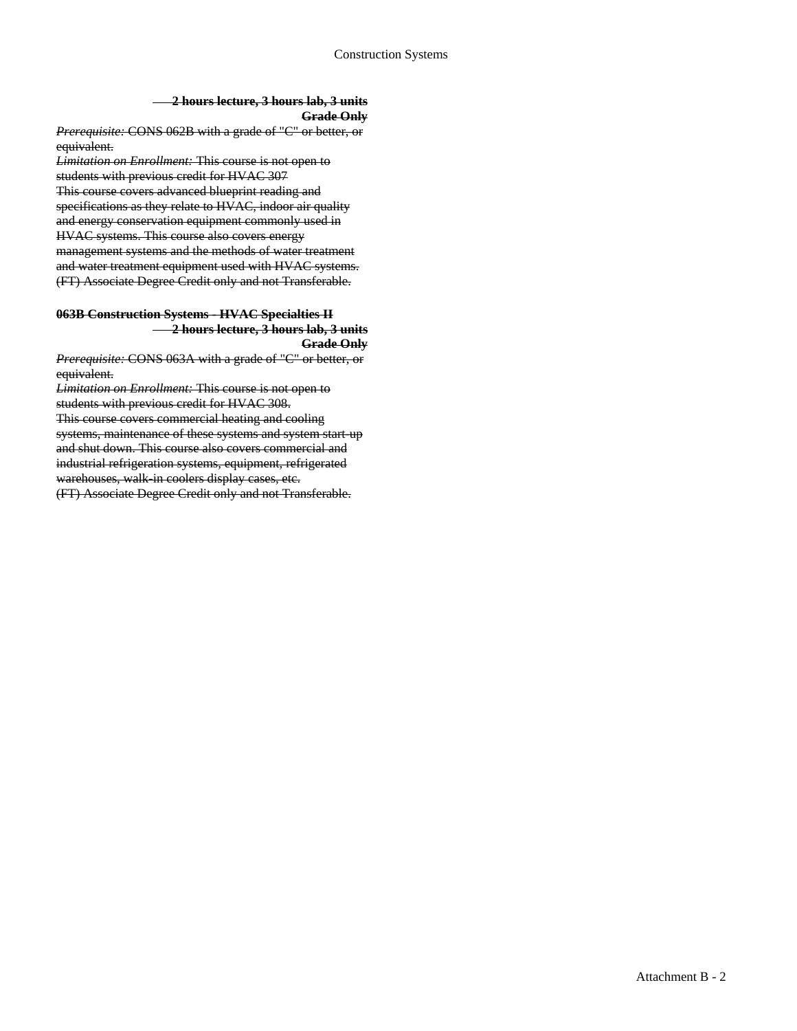~~**2 hours lecture, 3 hours lab, 3 units**~~
~~**Grade Only**~~

~~*Prerequisite:* CONS 062B with a grade of "C" or better, or equivalent.~~
~~*Limitation on Enrollment:* This course is not open to students with previous credit for HVAC 307~~
~~This course covers advanced blueprint reading and specifications as they relate to HVAC, indoor air quality and energy conservation equipment commonly used in HVAC systems. This course also covers energy management systems and the methods of water treatment and water treatment equipment used with HVAC systems.~~
~~(FT) Associate Degree Credit only and not Transferable.~~

~~**063B Construction Systems - HVAC Specialties II**~~
~~**2 hours lecture, 3 hours lab, 3 units**~~
~~**Grade Only**~~

~~*Prerequisite:* CONS 063A with a grade of "C" or better, or equivalent.~~
~~*Limitation on Enrollment:* This course is not open to students with previous credit for HVAC 308.~~
~~This course covers commercial heating and cooling systems, maintenance of these systems and system start-up and shut down. This course also covers commercial and industrial refrigeration systems, equipment, refrigerated warehouses, walk-in coolers display cases, etc.~~
~~(FT) Associate Degree Credit only and not Transferable.~~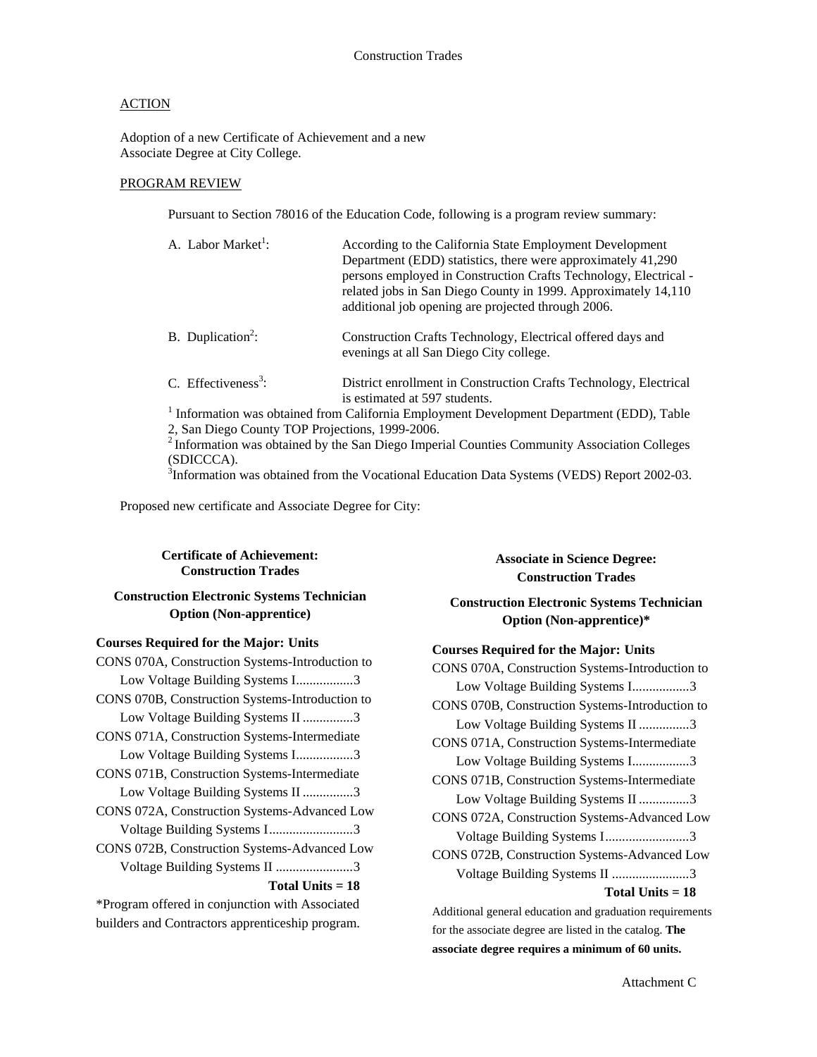Construction Trades

ACTION

Adoption of a new Certificate of Achievement and a new Associate Degree at City College.

PROGRAM REVIEW

Pursuant to Section 78016 of the Education Code, following is a program review summary:

A. Labor Market[1]: According to the California State Employment Development Department (EDD) statistics, there were approximately 41,290 persons employed in Construction Crafts Technology, Electrical - related jobs in San Diego County in 1999. Approximately 14,110 additional job opening are projected through 2006.

B. Duplication[2]: Construction Crafts Technology, Electrical offered days and evenings at all San Diego City college.

C. Effectiveness[3]: District enrollment in Construction Crafts Technology, Electrical is estimated at 597 students.

[1] Information was obtained from California Employment Development Department (EDD), Table 2, San Diego County TOP Projections, 1999-2006.
[2] Information was obtained by the San Diego Imperial Counties Community Association Colleges (SDICCCA).
[3] Information was obtained from the Vocational Education Data Systems (VEDS) Report 2002-03.

Proposed new certificate and Associate Degree for City:

**Certificate of Achievement: Construction Trades**

**Construction Electronic Systems Technician Option (Non-apprentice)**

**Courses Required for the Major: Units**

CONS 070A, Construction Systems-Introduction to Low Voltage Building Systems I.................3
CONS 070B, Construction Systems-Introduction to Low Voltage Building Systems II ...............3
CONS 071A, Construction Systems-Intermediate Low Voltage Building Systems I.................3
CONS 071B, Construction Systems-Intermediate Low Voltage Building Systems II ...............3
CONS 072A, Construction Systems-Advanced Low Voltage Building Systems I.........................3
CONS 072B, Construction Systems-Advanced Low Voltage Building Systems II .......................3

**Total Units = 18**

*Program offered in conjunction with Associated builders and Contractors apprenticeship program.

**Associate in Science Degree: Construction Trades**

**Construction Electronic Systems Technician Option (Non-apprentice)***

**Courses Required for the Major: Units**

CONS 070A, Construction Systems-Introduction to Low Voltage Building Systems I.................3
CONS 070B, Construction Systems-Introduction to Low Voltage Building Systems II ...............3
CONS 071A, Construction Systems-Intermediate Low Voltage Building Systems I.................3
CONS 071B, Construction Systems-Intermediate Low Voltage Building Systems II ...............3
CONS 072A, Construction Systems-Advanced Low Voltage Building Systems I.........................3
CONS 072B, Construction Systems-Advanced Low Voltage Building Systems II .......................3

**Total Units = 18**

Additional general education and graduation requirements for the associate degree are listed in the catalog. **The associate degree requires a minimum of 60 units.**

Attachment C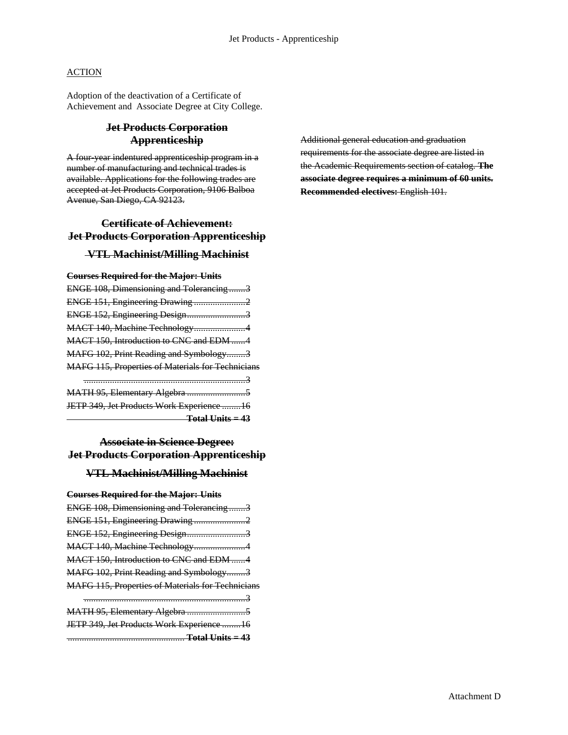ACTION

Adoption of the deactivation of a Certificate of Achievement and Associate Degree at City College.

## ~~Jet Products Corporation Apprenticeship~~

~~A four-year indentured apprenticeship program in a number of manufacturing and technical trades is available. Applications for the following trades are accepted at Jet Products Corporation, 9106 Balboa Avenue, San Diego, CA 92123.~~

## ~~Certificate of Achievement: Jet Products Corporation Apprenticeship~~

### ~~VTL Machinist/Milling Machinist~~

| ~~**Courses Required for the Major:**~~ | ~~**Units**~~ |
|---|---|
| ~~ENGE 108, Dimensioning and Tolerancing~~ | ~~3~~ |
| ~~ENGE 151, Engineering Drawing~~ | ~~2~~ |
| ~~ENGE 152, Engineering Design~~ | ~~3~~ |
| ~~MACT 140, Machine Technology~~ | ~~4~~ |
| ~~MACT 150, Introduction to CNC and EDM~~ | ~~4~~ |
| ~~MAFG 102, Print Reading and Symbology~~ | ~~3~~ |
| ~~MAFG 115, Properties of Materials for Technicians~~ | ~~3~~ |
| ~~MATH 95, Elementary Algebra~~ | ~~5~~ |
| ~~JETP 349, Jet Products Work Experience~~ | ~~16~~ |
| | ~~**Total Units = 43**~~ |

## ~~Associate in Science Degree: Jet Products Corporation Apprenticeship~~

### ~~VTL Machinist/Milling Machinist~~

| ~~**Courses Required for the Major:**~~ | ~~**Units**~~ |
|---|---|
| ~~ENGE 108, Dimensioning and Tolerancing~~ | ~~3~~ |
| ~~ENGE 151, Engineering Drawing~~ | ~~2~~ |
| ~~ENGE 152, Engineering Design~~ | ~~3~~ |
| ~~MACT 140, Machine Technology~~ | ~~4~~ |
| ~~MACT 150, Introduction to CNC and EDM~~ | ~~4~~ |
| ~~MAFG 102, Print Reading and Symbology~~ | ~~3~~ |
| ~~MAFG 115, Properties of Materials for Technicians~~ | ~~3~~ |
| ~~MATH 95, Elementary Algebra~~ | ~~5~~ |
| ~~JETP 349, Jet Products Work Experience~~ | ~~16~~ |
| | ~~**Total Units = 43**~~ |

~~Additional general education and graduation requirements for the associate degree are listed in the Academic Requirements section of catalog.~~ ~~**The associate degree requires a minimum of 60 units. Recommended electives:**~~ ~~English 101.~~

Attachment D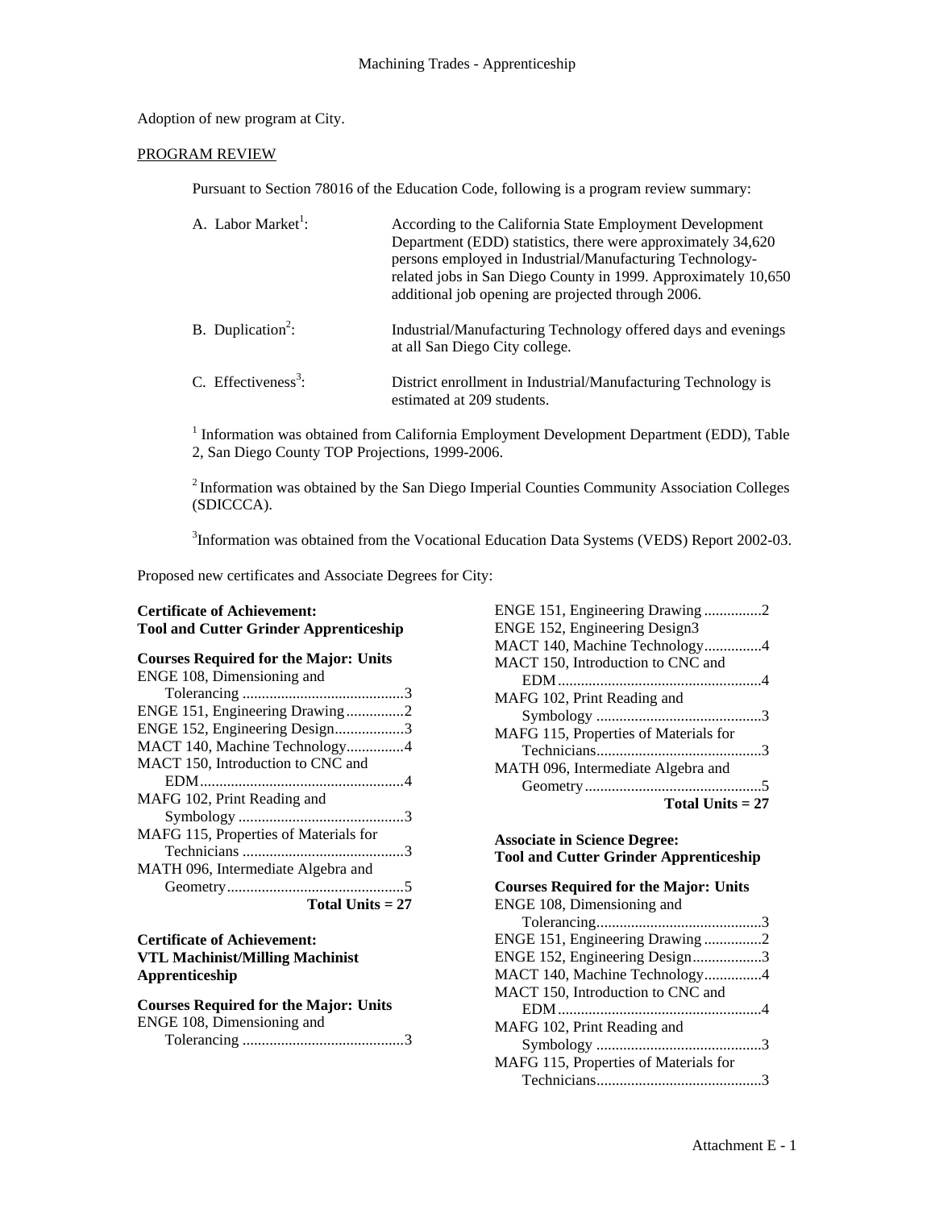# Machining Trades - Apprenticeship

Adoption of new program at City.

PROGRAM REVIEW

Pursuant to Section 78016 of the Education Code, following is a program review summary:

A. Labor Market[1]: According to the California State Employment Development Department (EDD) statistics, there were approximately 34,620 persons employed in Industrial/Manufacturing Technology-related jobs in San Diego County in 1999. Approximately 10,650 additional job opening are projected through 2006.

B. Duplication[2]: Industrial/Manufacturing Technology offered days and evenings at all San Diego City college.

C. Effectiveness[3]: District enrollment in Industrial/Manufacturing Technology is estimated at 209 students.

[1] Information was obtained from California Employment Development Department (EDD), Table 2, San Diego County TOP Projections, 1999-2006.

[2] Information was obtained by the San Diego Imperial Counties Community Association Colleges (SDICCCA).

[3] Information was obtained from the Vocational Education Data Systems (VEDS) Report 2002-03.

Proposed new certificates and Associate Degrees for City:

**Certificate of Achievement:**
**Tool and Cutter Grinder Apprenticeship**

**Courses Required for the Major: Units**

ENGE 108, Dimensioning and Tolerancing ..........3
ENGE 151, Engineering Drawing ..........2
ENGE 152, Engineering Design..........3
MACT 140, Machine Technology..........4
MACT 150, Introduction to CNC and EDM..........4
MAFG 102, Print Reading and Symbology ..........3
MAFG 115, Properties of Materials for Technicians ..........3
MATH 096, Intermediate Algebra and Geometry..........5
**Total Units = 27**

**Certificate of Achievement:**
**VTL Machinist/Milling Machinist Apprenticeship**

**Courses Required for the Major: Units**

ENGE 108, Dimensioning and Tolerancing ..........3
ENGE 151, Engineering Drawing ..........2
ENGE 152, Engineering Design3
MACT 140, Machine Technology..........4
MACT 150, Introduction to CNC and EDM..........4
MAFG 102, Print Reading and Symbology ..........3
MAFG 115, Properties of Materials for Technicians..........3
MATH 096, Intermediate Algebra and Geometry..........5
**Total Units = 27**

**Associate in Science Degree:**
**Tool and Cutter Grinder Apprenticeship**

**Courses Required for the Major: Units**

ENGE 108, Dimensioning and Tolerancing..........3
ENGE 151, Engineering Drawing ..........2
ENGE 152, Engineering Design..........3
MACT 140, Machine Technology..........4
MACT 150, Introduction to CNC and EDM..........4
MAFG 102, Print Reading and Symbology ..........3
MAFG 115, Properties of Materials for Technicians..........3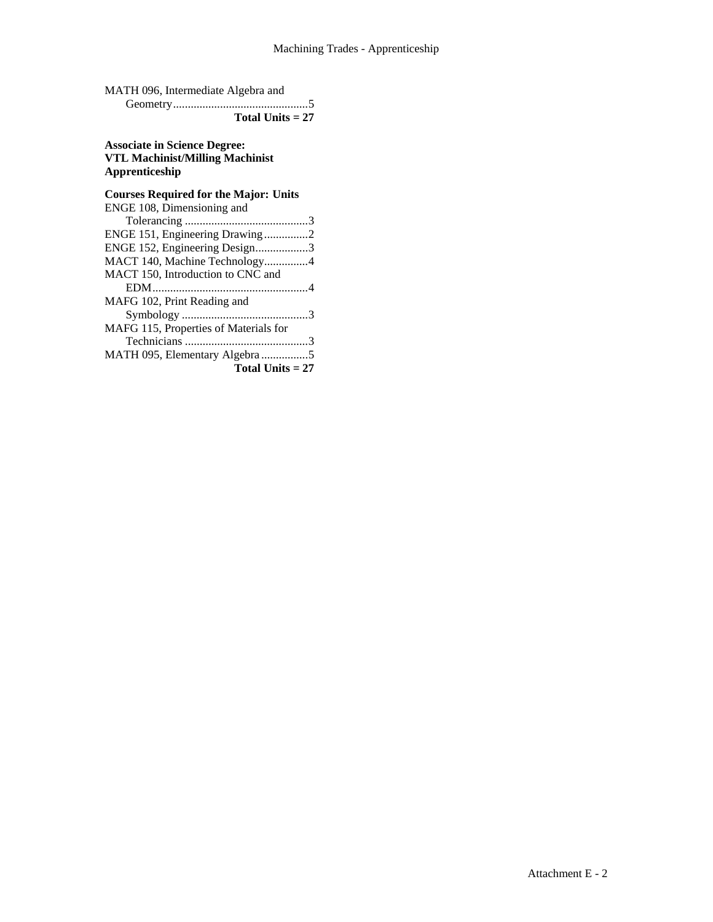MATH 096, Intermediate Algebra and Geometry ............................................. 5

**Total Units = 27**

**Associate in Science Degree:**
**VTL Machinist/Milling Machinist Apprenticeship**

**Courses Required for the Major: Units**

ENGE 108, Dimensioning and Tolerancing .......................................... 3
ENGE 151, Engineering Drawing ............... 2
ENGE 152, Engineering Design .................. 3
MACT 140, Machine Technology ............... 4
MACT 150, Introduction to CNC and EDM .................................................... 4
MAFG 102, Print Reading and Symbology ........................................... 3
MAFG 115, Properties of Materials for Technicians .......................................... 3
MATH 095, Elementary Algebra ................ 5

**Total Units = 27**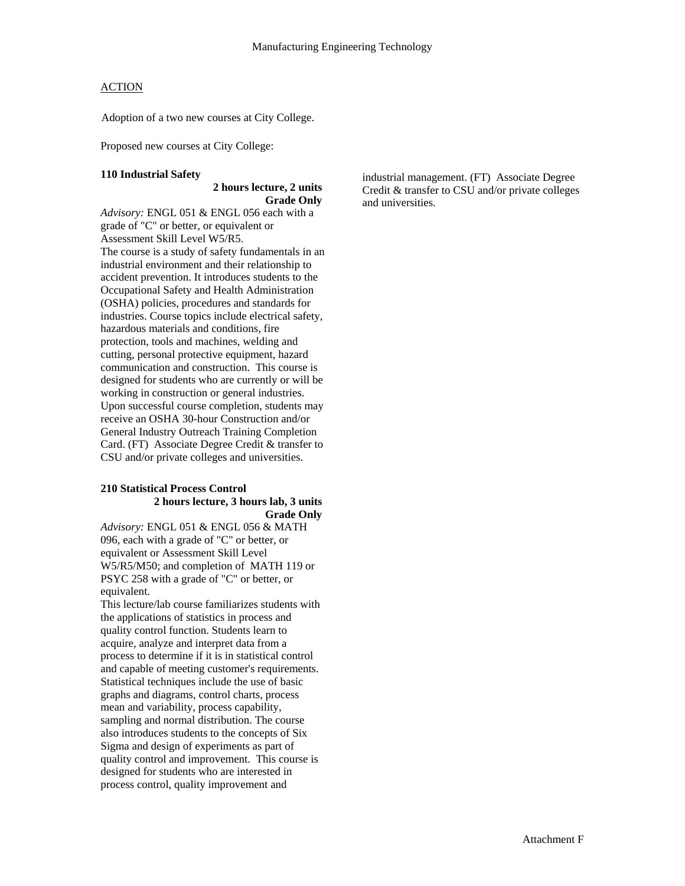# Manufacturing Engineering Technology

ACTION

Adoption of a two new courses at City College.

Proposed new courses at City College:

**110 Industrial Safety**

**2 hours lecture, 2 units**
**Grade Only**

*Advisory:* ENGL 051 & ENGL 056 each with a grade of "C" or better, or equivalent or Assessment Skill Level W5/R5.

The course is a study of safety fundamentals in an industrial environment and their relationship to accident prevention. It introduces students to the Occupational Safety and Health Administration (OSHA) policies, procedures and standards for industries. Course topics include electrical safety, hazardous materials and conditions, fire protection, tools and machines, welding and cutting, personal protective equipment, hazard communication and construction. This course is designed for students who are currently or will be working in construction or general industries. Upon successful course completion, students may receive an OSHA 30-hour Construction and/or General Industry Outreach Training Completion Card. (FT) Associate Degree Credit & transfer to CSU and/or private colleges and universities.

**210 Statistical Process Control**

**2 hours lecture, 3 hours lab, 3 units**
**Grade Only**

*Advisory:* ENGL 051 & ENGL 056 & MATH 096, each with a grade of "C" or better, or equivalent or Assessment Skill Level W5/R5/M50; and completion of MATH 119 or PSYC 258 with a grade of "C" or better, or equivalent.

This lecture/lab course familiarizes students with the applications of statistics in process and quality control function. Students learn to acquire, analyze and interpret data from a process to determine if it is in statistical control and capable of meeting customer's requirements. Statistical techniques include the use of basic graphs and diagrams, control charts, process mean and variability, process capability, sampling and normal distribution. The course also introduces students to the concepts of Six Sigma and design of experiments as part of quality control and improvement. This course is designed for students who are interested in process control, quality improvement and industrial management. (FT) Associate Degree Credit & transfer to CSU and/or private colleges and universities.

Attachment F